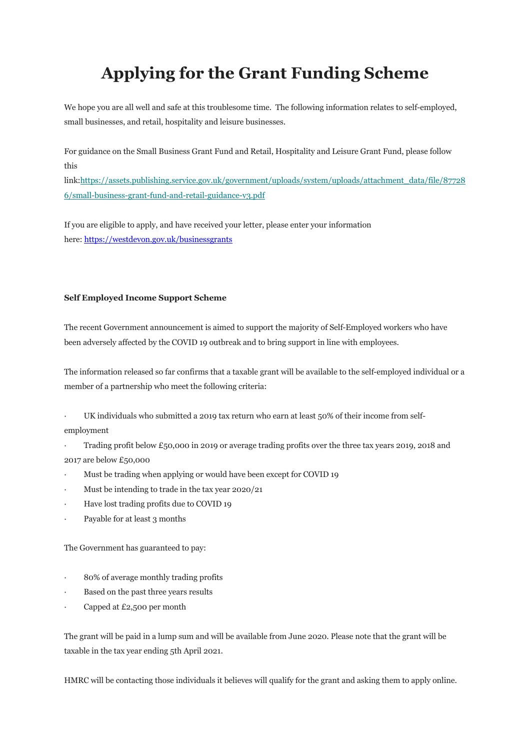# Applying for the Grant Funding Scheme

We hope you are all well and safe at this troublesome time. The following information relates to self-employed, small businesses, and retail, hospitality and leisure businesses.

For guidance on the Small Business Grant Fund and Retail, Hospitality and Leisure Grant Fund, please follow this link:https://assets.publishing.service.gov.uk/government/uploads/system/uploads/attachment_data/file/877286/small-business-grant-fund-and-retail-guidance-v3.pdf

If you are eligible to apply, and have received your letter, please enter your information here: https://westdevon.gov.uk/businessgrants

**Self Employed Income Support Scheme**

The recent Government announcement is aimed to support the majority of Self-Employed workers who have been adversely affected by the COVID 19 outbreak and to bring support in line with employees.

The information released so far confirms that a taxable grant will be available to the self-employed individual or a member of a partnership who meet the following criteria:

- UK individuals who submitted a 2019 tax return who earn at least 50% of their income from self-employment
- Trading profit below £50,000 in 2019 or average trading profits over the three tax years 2019, 2018 and 2017 are below £50,000
- Must be trading when applying or would have been except for COVID 19
- Must be intending to trade in the tax year 2020/21
- Have lost trading profits due to COVID 19
- Payable for at least 3 months

The Government has guaranteed to pay:

- 80% of average monthly trading profits
- Based on the past three years results
- Capped at £2,500 per month

The grant will be paid in a lump sum and will be available from June 2020. Please note that the grant will be taxable in the tax year ending 5th April 2021.

HMRC will be contacting those individuals it believes will qualify for the grant and asking them to apply online.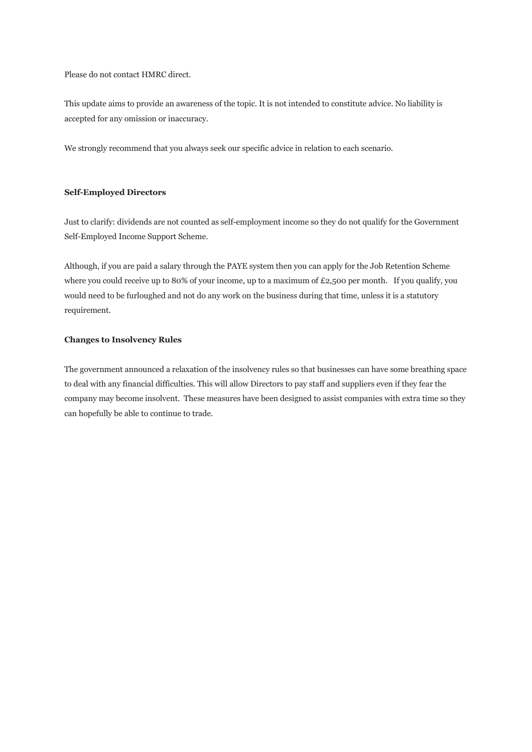Please do not contact HMRC direct.

This update aims to provide an awareness of the topic. It is not intended to constitute advice. No liability is accepted for any omission or inaccuracy.

We strongly recommend that you always seek our specific advice in relation to each scenario.

**Self-Employed Directors**

Just to clarify: dividends are not counted as self-employment income so they do not qualify for the Government Self-Employed Income Support Scheme.

Although, if you are paid a salary through the PAYE system then you can apply for the Job Retention Scheme where you could receive up to 80% of your income, up to a maximum of £2,500 per month. If you qualify, you would need to be furloughed and not do any work on the business during that time, unless it is a statutory requirement.

**Changes to Insolvency Rules**

The government announced a relaxation of the insolvency rules so that businesses can have some breathing space to deal with any financial difficulties. This will allow Directors to pay staff and suppliers even if they fear the company may become insolvent. These measures have been designed to assist companies with extra time so they can hopefully be able to continue to trade.